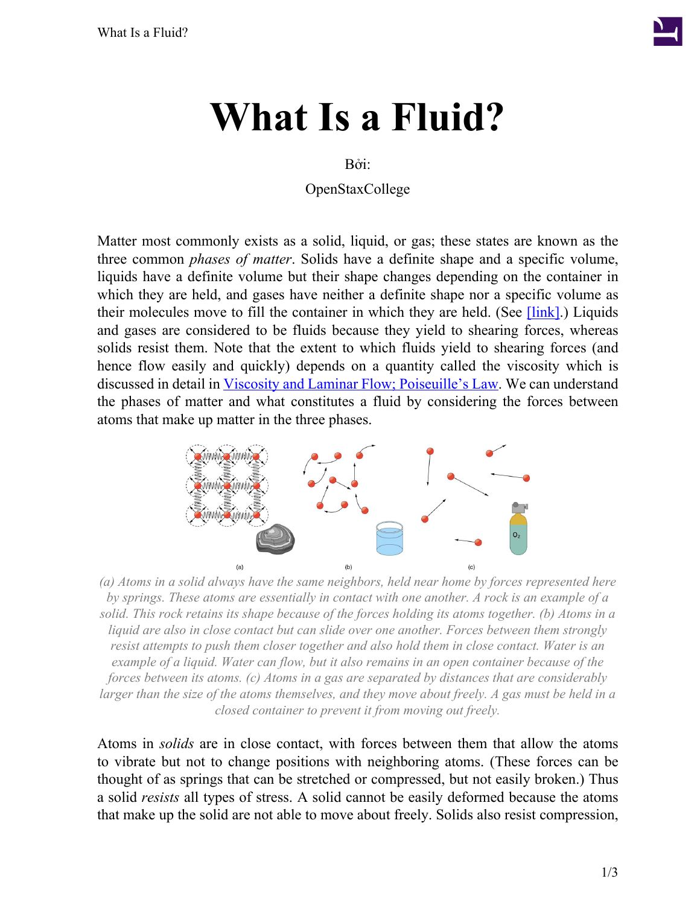# What Is a Fluid?

Bởi:

OpenStaxCollege

Matter most commonly exists as a solid, liquid, or gas; these states are known as the three common *phases of matter*. Solids have a definite shape and a specific volume, liquids have a definite volume but their shape changes depending on the container in which they are held, and gases have neither a definite shape nor a specific volume as their molecules move to fill the container in which they are held. (See [link].) Liquids and gases are considered to be fluids because they yield to shearing forces, whereas solids resist them. Note that the extent to which fluids yield to shearing forces (and hence flow easily and quickly) depends on a quantity called the viscosity which is discussed in detail in Viscosity and Laminar Flow; Poiseuille's Law. We can understand the phases of matter and what constitutes a fluid by considering the forces between atoms that make up matter in the three phases.

(a)

(b)

(c)

$O_2$

*(a) Atoms in a solid always have the same neighbors, held near home by forces represented here by springs. These atoms are essentially in contact with one another. A rock is an example of a solid. This rock retains its shape because of the forces holding its atoms together. (b) Atoms in a liquid are also in close contact but can slide over one another. Forces between them strongly resist attempts to push them closer together and also hold them in close contact. Water is an example of a liquid. Water can flow, but it also remains in an open container because of the forces between its atoms. (c) Atoms in a gas are separated by distances that are considerably larger than the size of the atoms themselves, and they move about freely. A gas must be held in a closed container to prevent it from moving out freely.*

Atoms in *solids* are in close contact, with forces between them that allow the atoms to vibrate but not to change positions with neighboring atoms. (These forces can be thought of as springs that can be stretched or compressed, but not easily broken.) Thus a solid *resists* all types of stress. A solid cannot be easily deformed because the atoms that make up the solid are not able to move about freely. Solids also resist compression,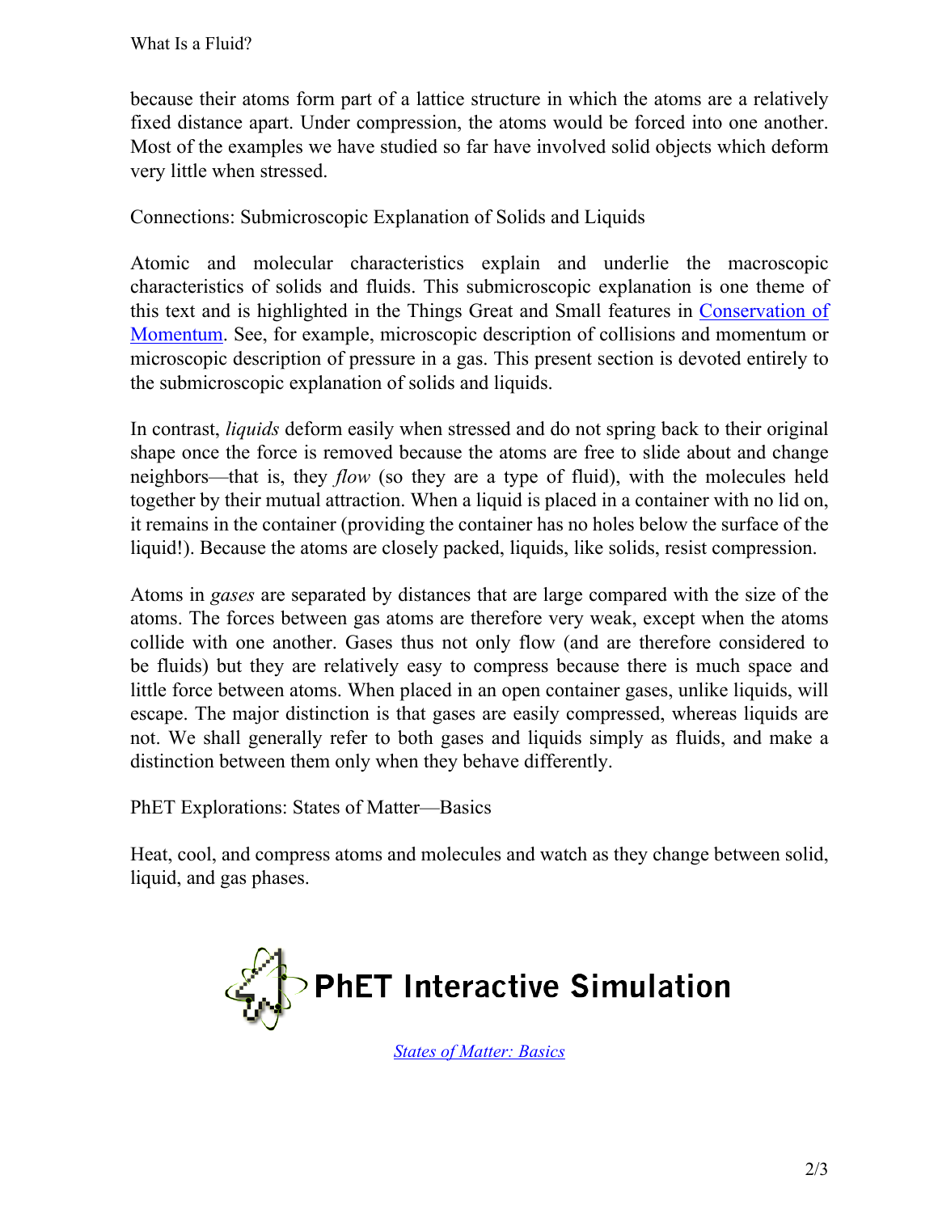because their atoms form part of a lattice structure in which the atoms are a relatively fixed distance apart. Under compression, the atoms would be forced into one another. Most of the examples we have studied so far have involved solid objects which deform very little when stressed.

Connections: Submicroscopic Explanation of Solids and Liquids

Atomic and molecular characteristics explain and underlie the macroscopic characteristics of solids and fluids. This submicroscopic explanation is one theme of this text and is highlighted in the Things Great and Small features in [Conservation of Momentum](). See, for example, microscopic description of collisions and momentum or microscopic description of pressure in a gas. This present section is devoted entirely to the submicroscopic explanation of solids and liquids.

In contrast, *liquids* deform easily when stressed and do not spring back to their original shape once the force is removed because the atoms are free to slide about and change neighbors—that is, they *flow* (so they are a type of fluid), with the molecules held together by their mutual attraction. When a liquid is placed in a container with no lid on, it remains in the container (providing the container has no holes below the surface of the liquid!). Because the atoms are closely packed, liquids, like solids, resist compression.

Atoms in *gases* are separated by distances that are large compared with the size of the atoms. The forces between gas atoms are therefore very weak, except when the atoms collide with one another. Gases thus not only flow (and are therefore considered to be fluids) but they are relatively easy to compress because there is much space and little force between atoms. When placed in an open container gases, unlike liquids, will escape. The major distinction is that gases are easily compressed, whereas liquids are not. We shall generally refer to both gases and liquids simply as fluids, and make a distinction between them only when they behave differently.

PhET Explorations: States of Matter—Basics

Heat, cool, and compress atoms and molecules and watch as they change between solid, liquid, and gas phases.

**PhET Interactive Simulation**

*[States of Matter: Basics]()*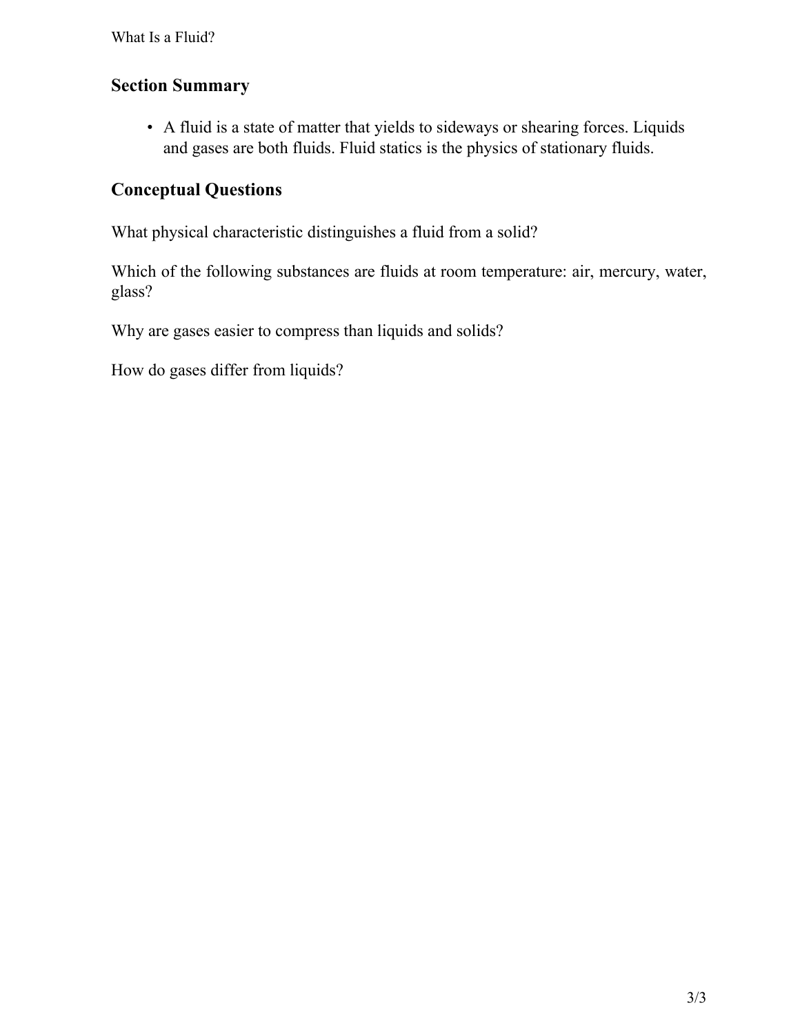## Section Summary

- A fluid is a state of matter that yields to sideways or shearing forces. Liquids and gases are both fluids. Fluid statics is the physics of stationary fluids.

## Conceptual Questions

What physical characteristic distinguishes a fluid from a solid?

Which of the following substances are fluids at room temperature: air, mercury, water, glass?

Why are gases easier to compress than liquids and solids?

How do gases differ from liquids?